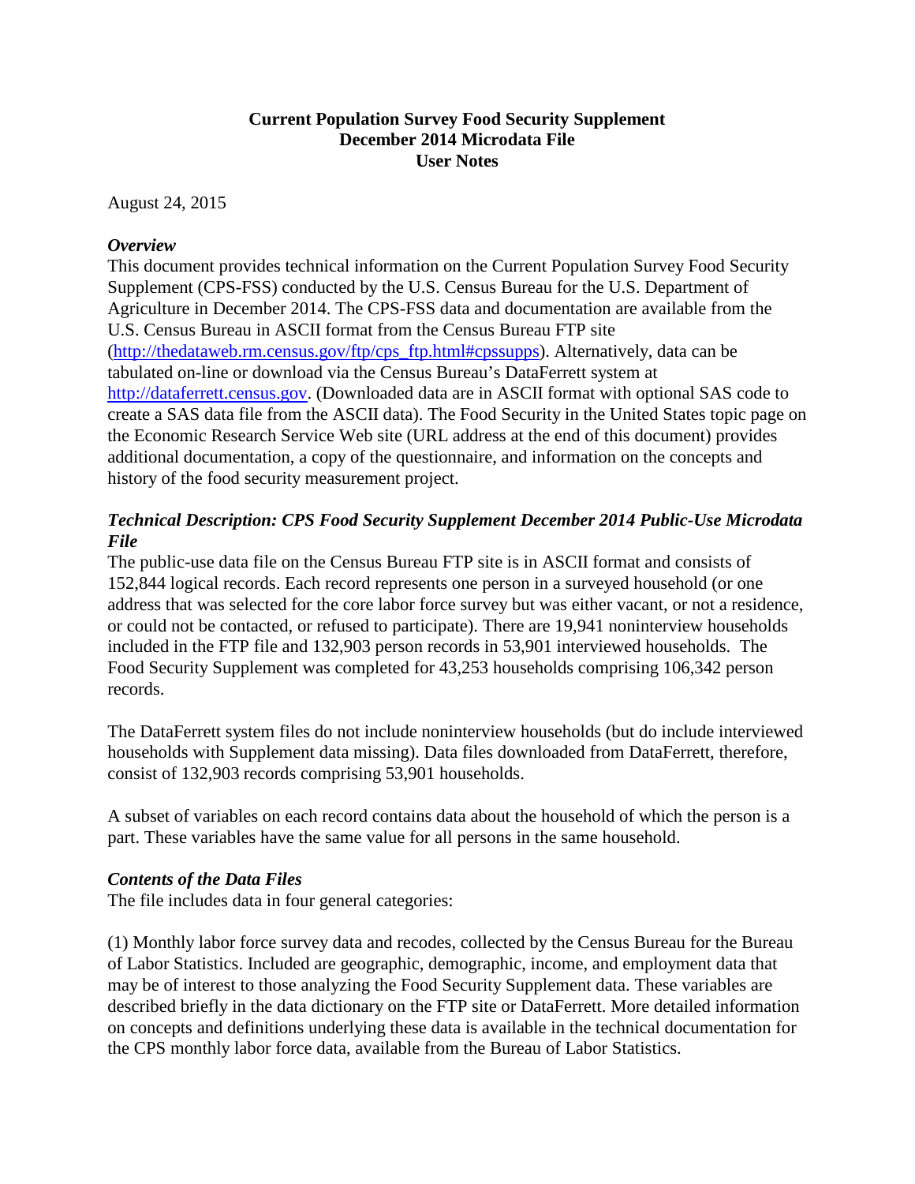# Current Population Survey Food Security Supplement
# December 2014 Microdata File
# User Notes

August 24, 2015

### *Overview*

This document provides technical information on the Current Population Survey Food Security Supplement (CPS-FSS) conducted by the U.S. Census Bureau for the U.S. Department of Agriculture in December 2014. The CPS-FSS data and documentation are available from the U.S. Census Bureau in ASCII format from the Census Bureau FTP site (http://thedataweb.rm.census.gov/ftp/cps_ftp.html#cpssupps). Alternatively, data can be tabulated on-line or download via the Census Bureau's DataFerrett system at http://dataferrett.census.gov. (Downloaded data are in ASCII format with optional SAS code to create a SAS data file from the ASCII data). The Food Security in the United States topic page on the Economic Research Service Web site (URL address at the end of this document) provides additional documentation, a copy of the questionnaire, and information on the concepts and history of the food security measurement project.

### *Technical Description: CPS Food Security Supplement December 2014 Public-Use Microdata File*

The public-use data file on the Census Bureau FTP site is in ASCII format and consists of 152,844 logical records. Each record represents one person in a surveyed household (or one address that was selected for the core labor force survey but was either vacant, or not a residence, or could not be contacted, or refused to participate). There are 19,941 noninterview households included in the FTP file and 132,903 person records in 53,901 interviewed households. The Food Security Supplement was completed for 43,253 households comprising 106,342 person records.

The DataFerrett system files do not include noninterview households (but do include interviewed households with Supplement data missing). Data files downloaded from DataFerrett, therefore, consist of 132,903 records comprising 53,901 households.

A subset of variables on each record contains data about the household of which the person is a part. These variables have the same value for all persons in the same household.

### *Contents of the Data Files*

The file includes data in four general categories:

(1) Monthly labor force survey data and recodes, collected by the Census Bureau for the Bureau of Labor Statistics. Included are geographic, demographic, income, and employment data that may be of interest to those analyzing the Food Security Supplement data. These variables are described briefly in the data dictionary on the FTP site or DataFerrett. More detailed information on concepts and definitions underlying these data is available in the technical documentation for the CPS monthly labor force data, available from the Bureau of Labor Statistics.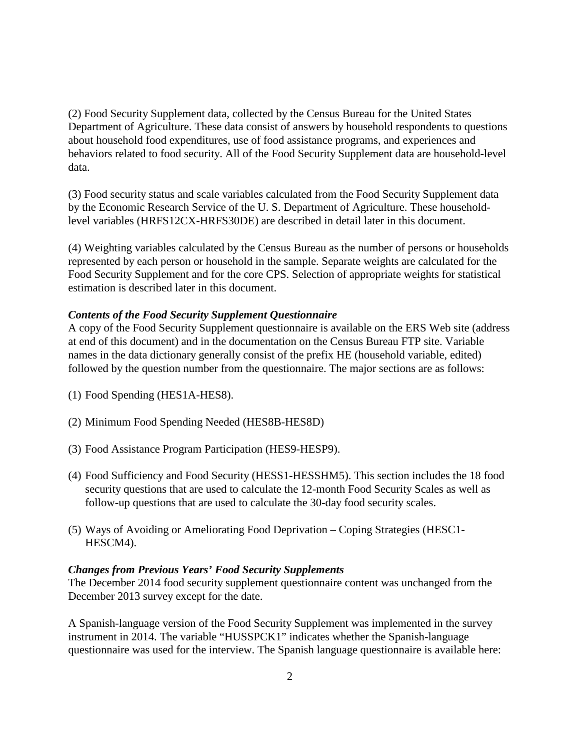(2) Food Security Supplement data, collected by the Census Bureau for the United States Department of Agriculture. These data consist of answers by household respondents to questions about household food expenditures, use of food assistance programs, and experiences and behaviors related to food security. All of the Food Security Supplement data are household-level data.

(3) Food security status and scale variables calculated from the Food Security Supplement data by the Economic Research Service of the U. S. Department of Agriculture. These household-level variables (HRFS12CX-HRFS30DE) are described in detail later in this document.

(4) Weighting variables calculated by the Census Bureau as the number of persons or households represented by each person or household in the sample. Separate weights are calculated for the Food Security Supplement and for the core CPS. Selection of appropriate weights for statistical estimation is described later in this document.

### *Contents of the Food Security Supplement Questionnaire*

A copy of the Food Security Supplement questionnaire is available on the ERS Web site (address at end of this document) and in the documentation on the Census Bureau FTP site. Variable names in the data dictionary generally consist of the prefix HE (household variable, edited) followed by the question number from the questionnaire. The major sections are as follows:

(1) Food Spending (HES1A-HES8).

(2) Minimum Food Spending Needed (HES8B-HES8D)

(3) Food Assistance Program Participation (HES9-HESP9).

(4) Food Sufficiency and Food Security (HESS1-HESSHM5). This section includes the 18 food security questions that are used to calculate the 12-month Food Security Scales as well as follow-up questions that are used to calculate the 30-day food security scales.

(5) Ways of Avoiding or Ameliorating Food Deprivation – Coping Strategies (HESC1-HESCM4).

### *Changes from Previous Years' Food Security Supplements*

The December 2014 food security supplement questionnaire content was unchanged from the December 2013 survey except for the date.

A Spanish-language version of the Food Security Supplement was implemented in the survey instrument in 2014. The variable "HUSSPCK1" indicates whether the Spanish-language questionnaire was used for the interview. The Spanish language questionnaire is available here: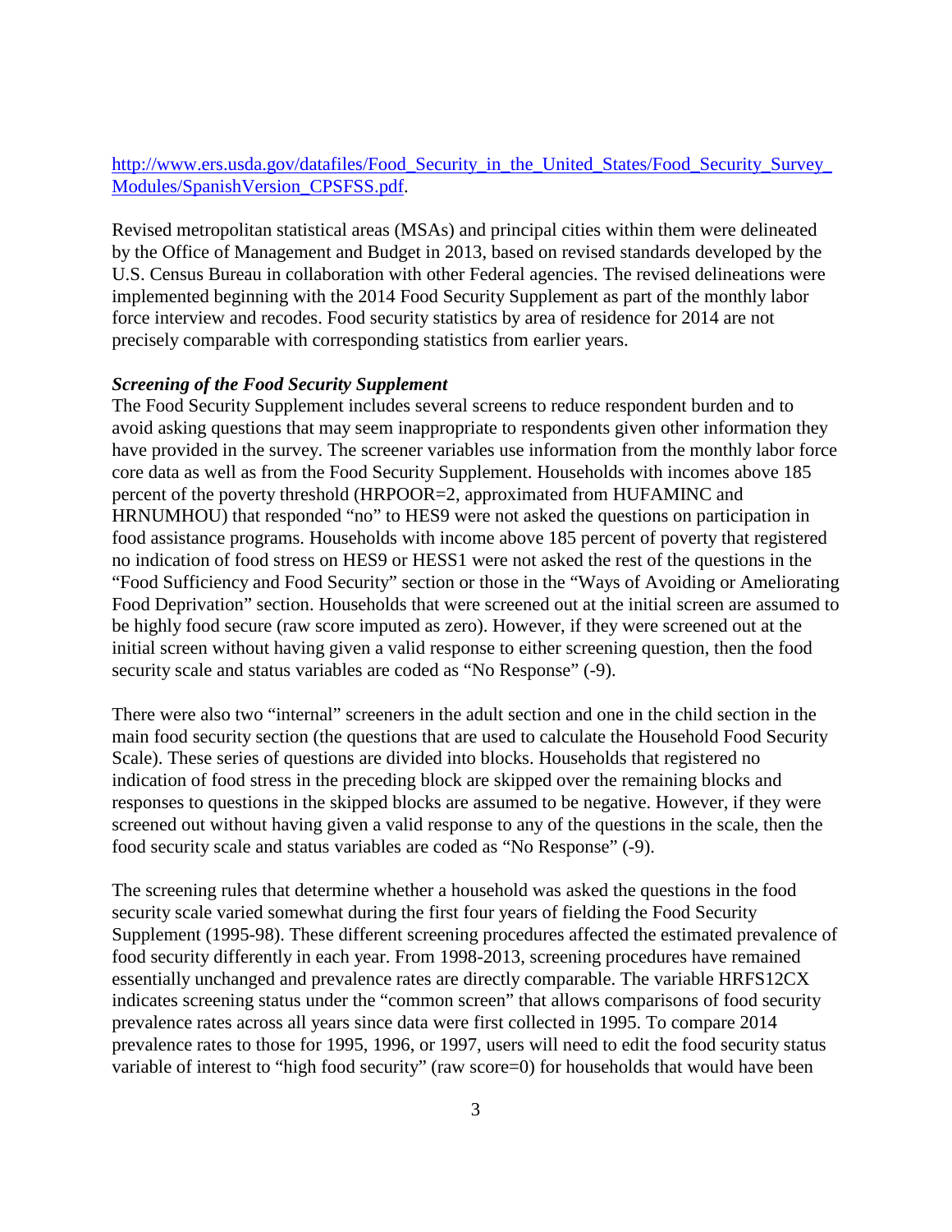http://www.ers.usda.gov/datafiles/Food_Security_in_the_United_States/Food_Security_Survey_Modules/SpanishVersion_CPSFSS.pdf.

Revised metropolitan statistical areas (MSAs) and principal cities within them were delineated by the Office of Management and Budget in 2013, based on revised standards developed by the U.S. Census Bureau in collaboration with other Federal agencies. The revised delineations were implemented beginning with the 2014 Food Security Supplement as part of the monthly labor force interview and recodes. Food security statistics by area of residence for 2014 are not precisely comparable with corresponding statistics from earlier years.

***Screening of the Food Security Supplement***

The Food Security Supplement includes several screens to reduce respondent burden and to avoid asking questions that may seem inappropriate to respondents given other information they have provided in the survey. The screener variables use information from the monthly labor force core data as well as from the Food Security Supplement. Households with incomes above 185 percent of the poverty threshold (HRPOOR=2, approximated from HUFAMINC and HRNUMHOU) that responded "no" to HES9 were not asked the questions on participation in food assistance programs. Households with income above 185 percent of poverty that registered no indication of food stress on HES9 or HESS1 were not asked the rest of the questions in the "Food Sufficiency and Food Security" section or those in the "Ways of Avoiding or Ameliorating Food Deprivation" section. Households that were screened out at the initial screen are assumed to be highly food secure (raw score imputed as zero). However, if they were screened out at the initial screen without having given a valid response to either screening question, then the food security scale and status variables are coded as "No Response" (-9).

There were also two "internal" screeners in the adult section and one in the child section in the main food security section (the questions that are used to calculate the Household Food Security Scale). These series of questions are divided into blocks. Households that registered no indication of food stress in the preceding block are skipped over the remaining blocks and responses to questions in the skipped blocks are assumed to be negative. However, if they were screened out without having given a valid response to any of the questions in the scale, then the food security scale and status variables are coded as "No Response" (-9).

The screening rules that determine whether a household was asked the questions in the food security scale varied somewhat during the first four years of fielding the Food Security Supplement (1995-98). These different screening procedures affected the estimated prevalence of food security differently in each year. From 1998-2013, screening procedures have remained essentially unchanged and prevalence rates are directly comparable. The variable HRFS12CX indicates screening status under the "common screen" that allows comparisons of food security prevalence rates across all years since data were first collected in 1995. To compare 2014 prevalence rates to those for 1995, 1996, or 1997, users will need to edit the food security status variable of interest to "high food security" (raw score=0) for households that would have been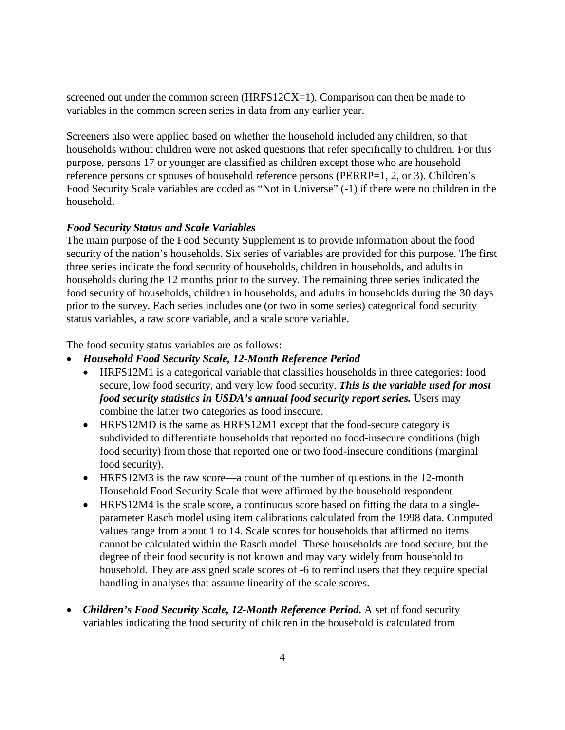screened out under the common screen (HRFS12CX=1). Comparison can then be made to variables in the common screen series in data from any earlier year.

Screeners also were applied based on whether the household included any children, so that households without children were not asked questions that refer specifically to children. For this purpose, persons 17 or younger are classified as children except those who are household reference persons or spouses of household reference persons (PERRP=1, 2, or 3). Children's Food Security Scale variables are coded as "Not in Universe" (-1) if there were no children in the household.

### *Food Security Status and Scale Variables*

The main purpose of the Food Security Supplement is to provide information about the food security of the nation's households. Six series of variables are provided for this purpose. The first three series indicate the food security of households, children in households, and adults in households during the 12 months prior to the survey. The remaining three series indicated the food security of households, children in households, and adults in households during the 30 days prior to the survey. Each series includes one (or two in some series) categorical food security status variables, a raw score variable, and a scale score variable.

The food security status variables are as follows:

- ***Household Food Security Scale, 12-Month Reference Period***
  - HRFS12M1 is a categorical variable that classifies households in three categories: food secure, low food security, and very low food security. ***This is the variable used for most food security statistics in USDA's annual food security report series.*** Users may combine the latter two categories as food insecure.
  - HRFS12MD is the same as HRFS12M1 except that the food-secure category is subdivided to differentiate households that reported no food-insecure conditions (high food security) from those that reported one or two food-insecure conditions (marginal food security).
  - HRFS12M3 is the raw score—a count of the number of questions in the 12-month Household Food Security Scale that were affirmed by the household respondent
  - HRFS12M4 is the scale score, a continuous score based on fitting the data to a single-parameter Rasch model using item calibrations calculated from the 1998 data. Computed values range from about 1 to 14. Scale scores for households that affirmed no items cannot be calculated within the Rasch model. These households are food secure, but the degree of their food security is not known and may vary widely from household to household. They are assigned scale scores of -6 to remind users that they require special handling in analyses that assume linearity of the scale scores.

- ***Children's Food Security Scale, 12-Month Reference Period.*** A set of food security variables indicating the food security of children in the household is calculated from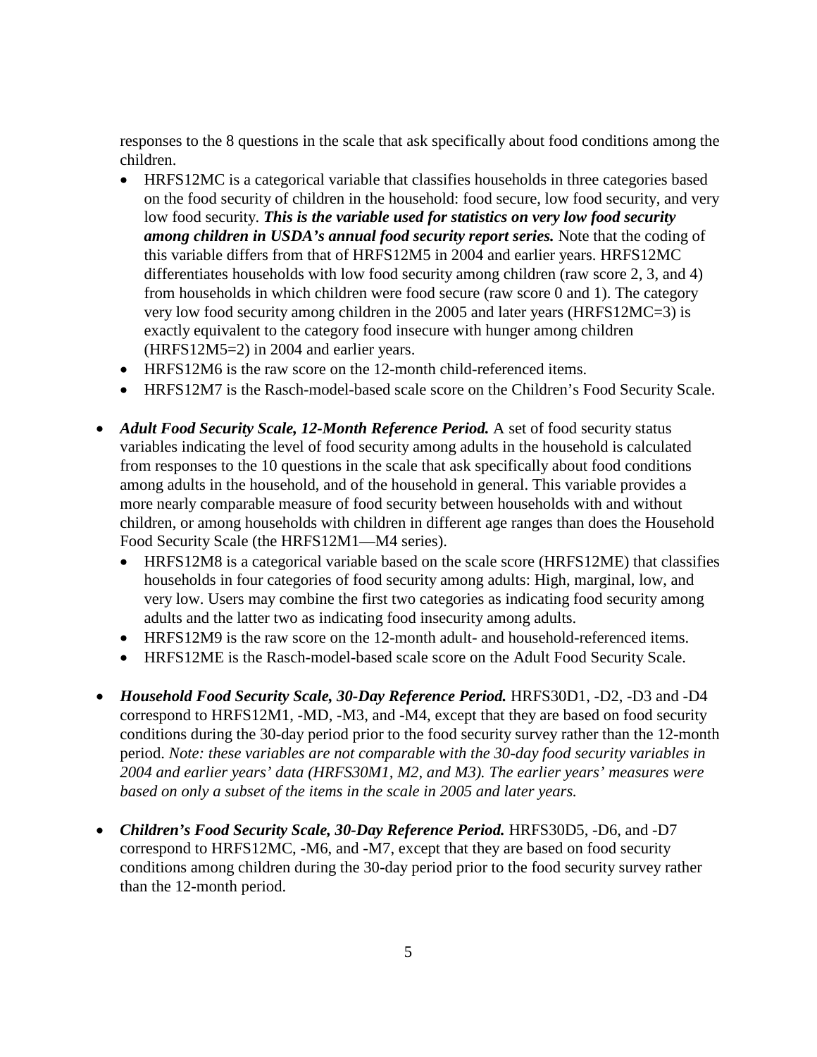responses to the 8 questions in the scale that ask specifically about food conditions among the children.

- HRFS12MC is a categorical variable that classifies households in three categories based on the food security of children in the household: food secure, low food security, and very low food security. ***This is the variable used for statistics on very low food security among children in USDA's annual food security report series.*** Note that the coding of this variable differs from that of HRFS12M5 in 2004 and earlier years. HRFS12MC differentiates households with low food security among children (raw score 2, 3, and 4) from households in which children were food secure (raw score 0 and 1). The category very low food security among children in the 2005 and later years (HRFS12MC=3) is exactly equivalent to the category food insecure with hunger among children (HRFS12M5=2) in 2004 and earlier years.
- HRFS12M6 is the raw score on the 12-month child-referenced items.
- HRFS12M7 is the Rasch-model-based scale score on the Children's Food Security Scale.

- ***Adult Food Security Scale, 12-Month Reference Period.*** A set of food security status variables indicating the level of food security among adults in the household is calculated from responses to the 10 questions in the scale that ask specifically about food conditions among adults in the household, and of the household in general. This variable provides a more nearly comparable measure of food security between households with and without children, or among households with children in different age ranges than does the Household Food Security Scale (the HRFS12M1—M4 series).
  - HRFS12M8 is a categorical variable based on the scale score (HRFS12ME) that classifies households in four categories of food security among adults: High, marginal, low, and very low. Users may combine the first two categories as indicating food security among adults and the latter two as indicating food insecurity among adults.
  - HRFS12M9 is the raw score on the 12-month adult- and household-referenced items.
  - HRFS12ME is the Rasch-model-based scale score on the Adult Food Security Scale.

- ***Household Food Security Scale, 30-Day Reference Period.*** HRFS30D1, -D2, -D3 and -D4 correspond to HRFS12M1, -MD, -M3, and -M4, except that they are based on food security conditions during the 30-day period prior to the food security survey rather than the 12-month period. *Note: these variables are not comparable with the 30-day food security variables in 2004 and earlier years' data (HRFS30M1, M2, and M3). The earlier years' measures were based on only a subset of the items in the scale in 2005 and later years.*

- ***Children's Food Security Scale, 30-Day Reference Period.*** HRFS30D5, -D6, and -D7 correspond to HRFS12MC, -M6, and -M7, except that they are based on food security conditions among children during the 30-day period prior to the food security survey rather than the 12-month period.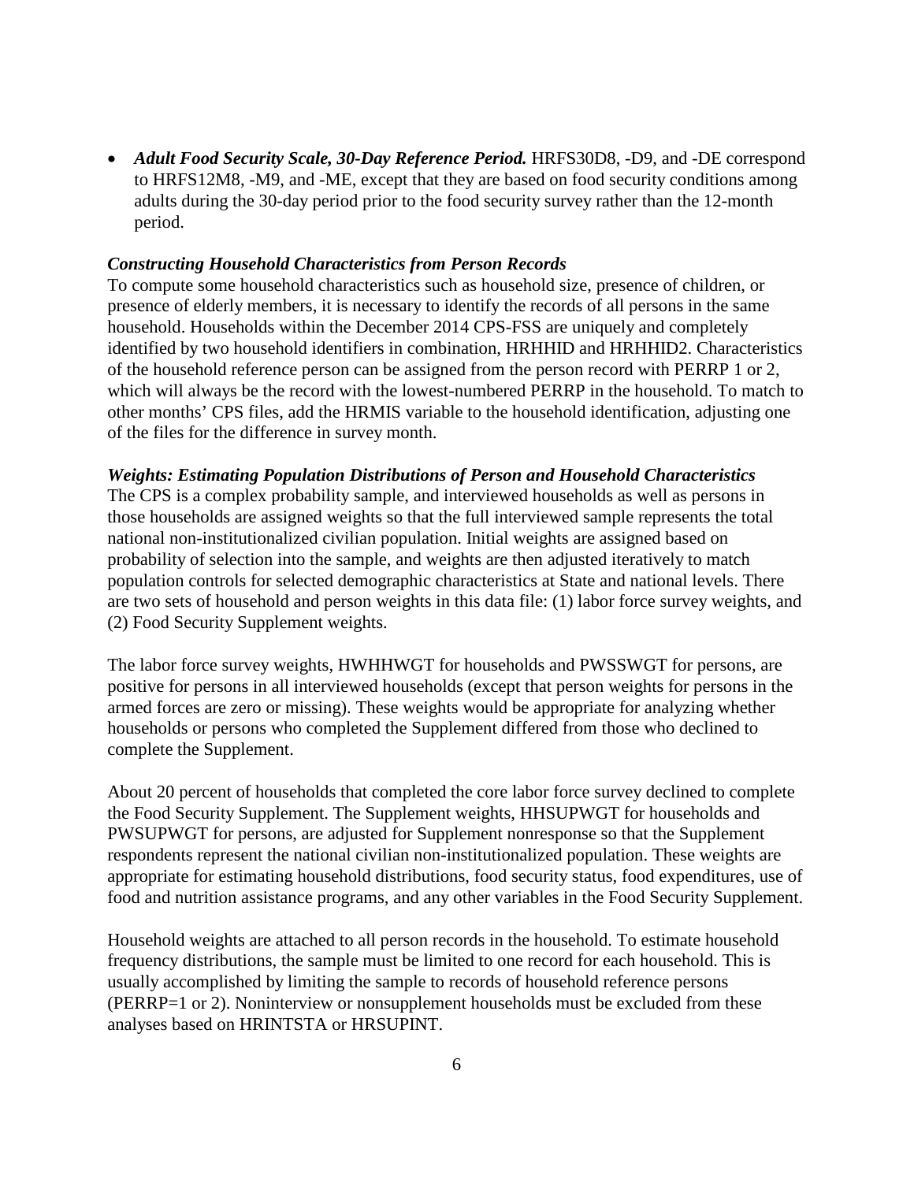- ***Adult Food Security Scale, 30-Day Reference Period.*** HRFS30D8, -D9, and -DE correspond to HRFS12M8, -M9, and -ME, except that they are based on food security conditions among adults during the 30-day period prior to the food security survey rather than the 12-month period.

***Constructing Household Characteristics from Person Records***

To compute some household characteristics such as household size, presence of children, or presence of elderly members, it is necessary to identify the records of all persons in the same household. Households within the December 2014 CPS-FSS are uniquely and completely identified by two household identifiers in combination, HRHHID and HRHHID2. Characteristics of the household reference person can be assigned from the person record with PERRP 1 or 2, which will always be the record with the lowest-numbered PERRP in the household. To match to other months' CPS files, add the HRMIS variable to the household identification, adjusting one of the files for the difference in survey month.

***Weights: Estimating Population Distributions of Person and Household Characteristics***

The CPS is a complex probability sample, and interviewed households as well as persons in those households are assigned weights so that the full interviewed sample represents the total national non-institutionalized civilian population. Initial weights are assigned based on probability of selection into the sample, and weights are then adjusted iteratively to match population controls for selected demographic characteristics at State and national levels. There are two sets of household and person weights in this data file: (1) labor force survey weights, and (2) Food Security Supplement weights.

The labor force survey weights, HWHHWGT for households and PWSSWGT for persons, are positive for persons in all interviewed households (except that person weights for persons in the armed forces are zero or missing). These weights would be appropriate for analyzing whether households or persons who completed the Supplement differed from those who declined to complete the Supplement.

About 20 percent of households that completed the core labor force survey declined to complete the Food Security Supplement. The Supplement weights, HHSUPWGT for households and PWSUPWGT for persons, are adjusted for Supplement nonresponse so that the Supplement respondents represent the national civilian non-institutionalized population. These weights are appropriate for estimating household distributions, food security status, food expenditures, use of food and nutrition assistance programs, and any other variables in the Food Security Supplement.

Household weights are attached to all person records in the household. To estimate household frequency distributions, the sample must be limited to one record for each household. This is usually accomplished by limiting the sample to records of household reference persons (PERRP=1 or 2). Noninterview or nonsupplement households must be excluded from these analyses based on HRINTSTA or HRSUPINT.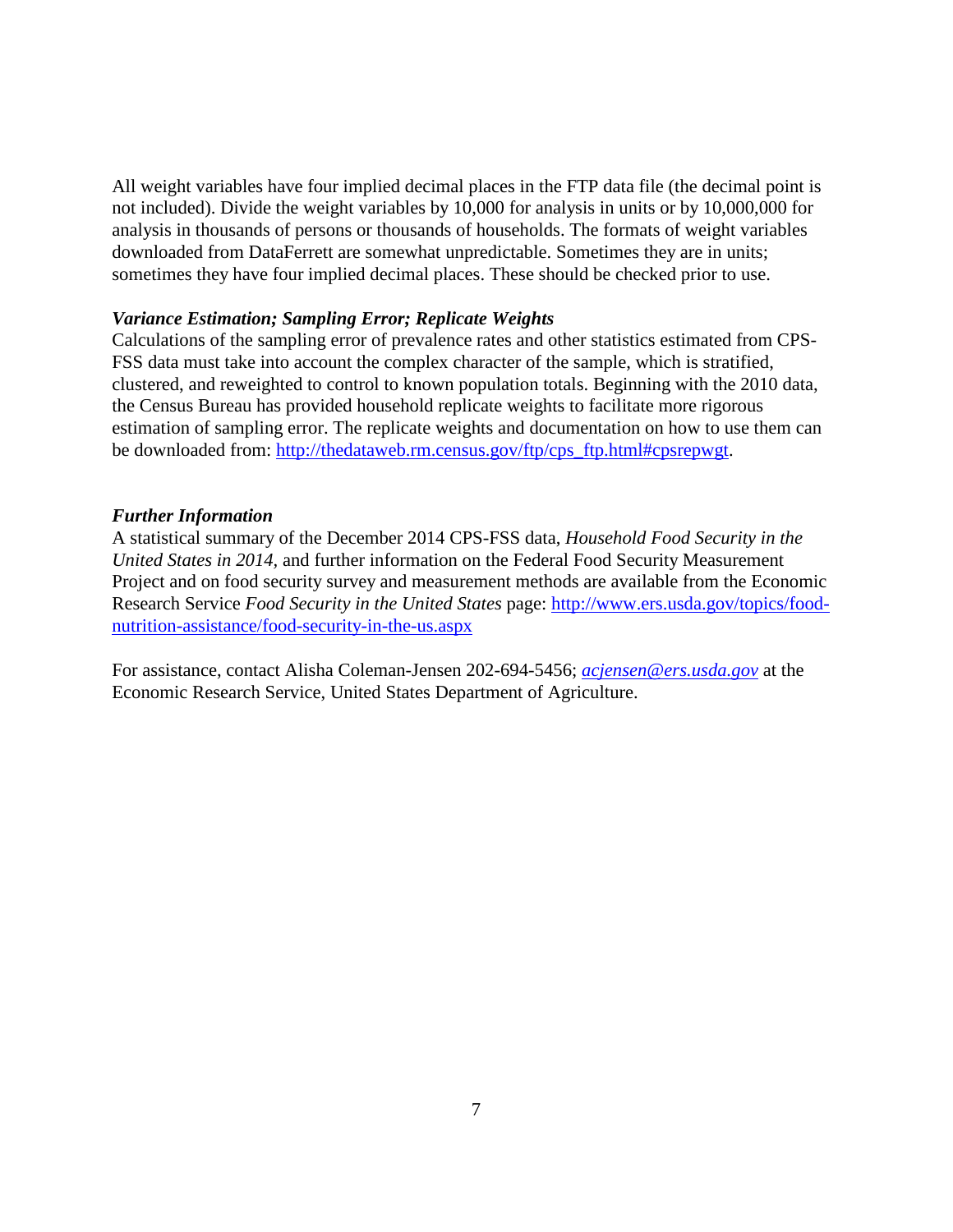All weight variables have four implied decimal places in the FTP data file (the decimal point is not included). Divide the weight variables by 10,000 for analysis in units or by 10,000,000 for analysis in thousands of persons or thousands of households. The formats of weight variables downloaded from DataFerrett are somewhat unpredictable. Sometimes they are in units; sometimes they have four implied decimal places. These should be checked prior to use.

***Variance Estimation; Sampling Error; Replicate Weights***

Calculations of the sampling error of prevalence rates and other statistics estimated from CPS-FSS data must take into account the complex character of the sample, which is stratified, clustered, and reweighted to control to known population totals. Beginning with the 2010 data, the Census Bureau has provided household replicate weights to facilitate more rigorous estimation of sampling error. The replicate weights and documentation on how to use them can be downloaded from: [http://thedataweb.rm.census.gov/ftp/cps_ftp.html#cpsrepwgt](http://thedataweb.rm.census.gov/ftp/cps_ftp.html#cpsrepwgt).

***Further Information***

A statistical summary of the December 2014 CPS-FSS data, *Household Food Security in the United States in 2014,* and further information on the Federal Food Security Measurement Project and on food security survey and measurement methods are available from the Economic Research Service *Food Security in the United States* page: [http://www.ers.usda.gov/topics/food-nutrition-assistance/food-security-in-the-us.aspx](http://www.ers.usda.gov/topics/food-nutrition-assistance/food-security-in-the-us.aspx)

For assistance, contact Alisha Coleman-Jensen 202-694-5456; *[acjensen@ers.usda.gov](mailto:acjensen@ers.usda.gov)* at the Economic Research Service, United States Department of Agriculture.